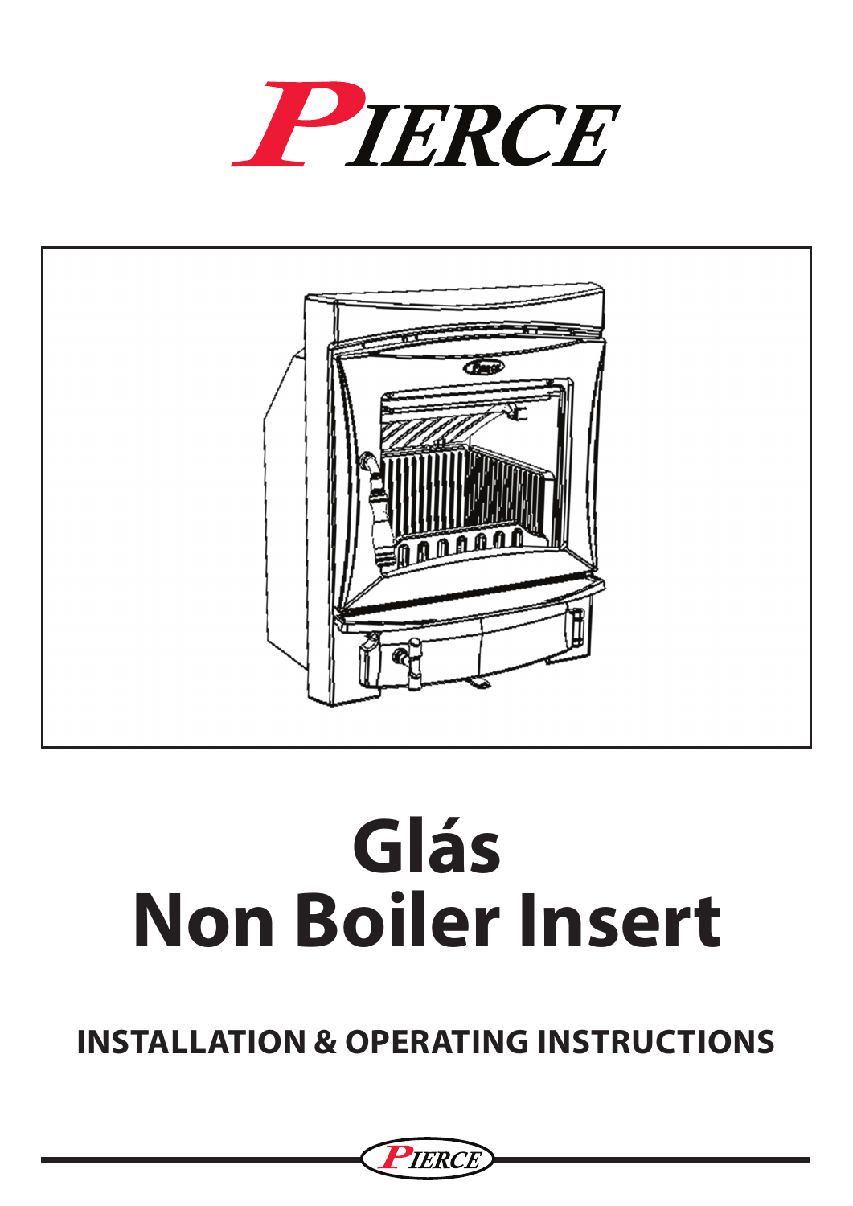# PIERCE

# Glás
# Non Boiler Insert

## INSTALLATION & OPERATING INSTRUCTIONS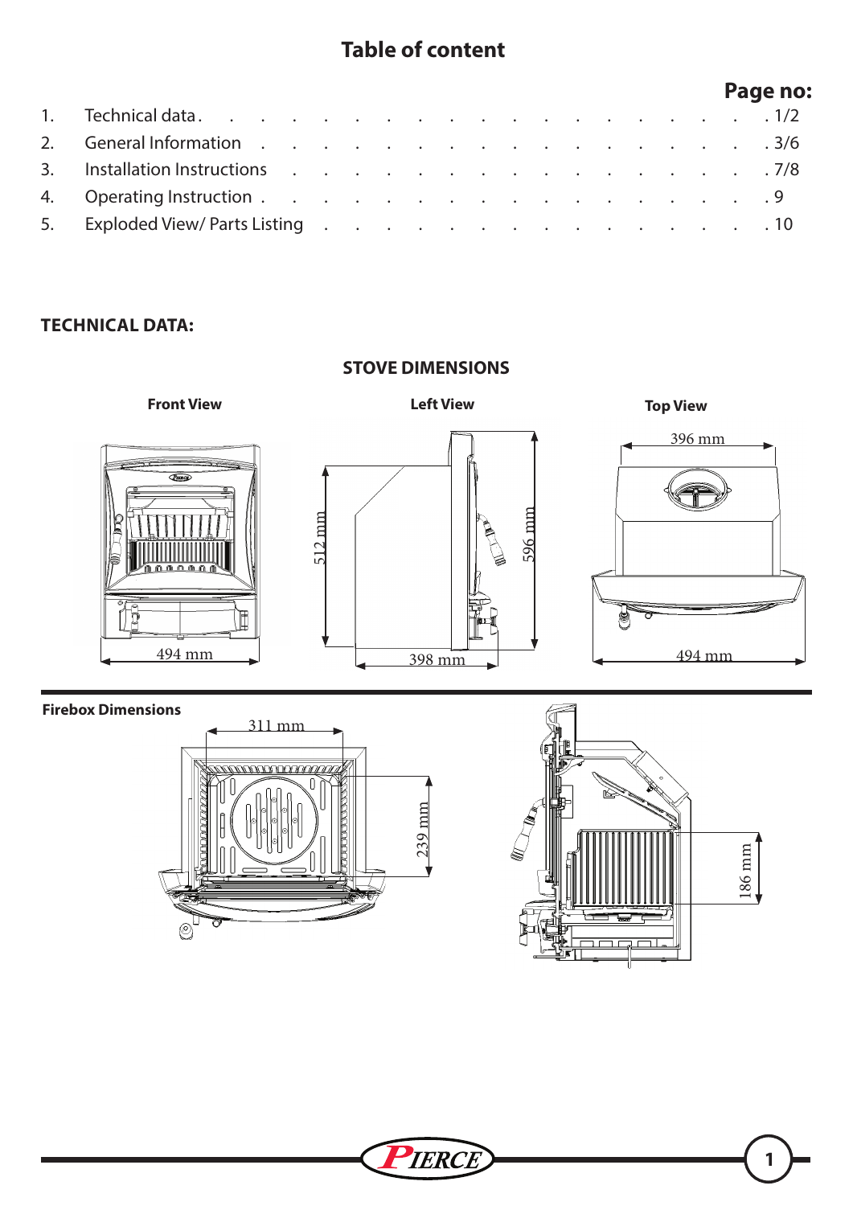# Table of content

| | | Page no: |
|---|---|---|
| 1. | Technical data | 1/2 |
| 2. | General Information | 3/6 |
| 3. | Installation Instructions | 7/8 |
| 4. | Operating Instruction | 9 |
| 5. | Exploded View/ Parts Listing | 10 |

## TECHNICAL DATA:

### STOVE DIMENSIONS

**Front View**

494 mm

**Left View**

512 mm

596 mm

398 mm

**Top View**

396 mm

494 mm

**Firebox Dimensions**

311 mm

239 mm

186 mm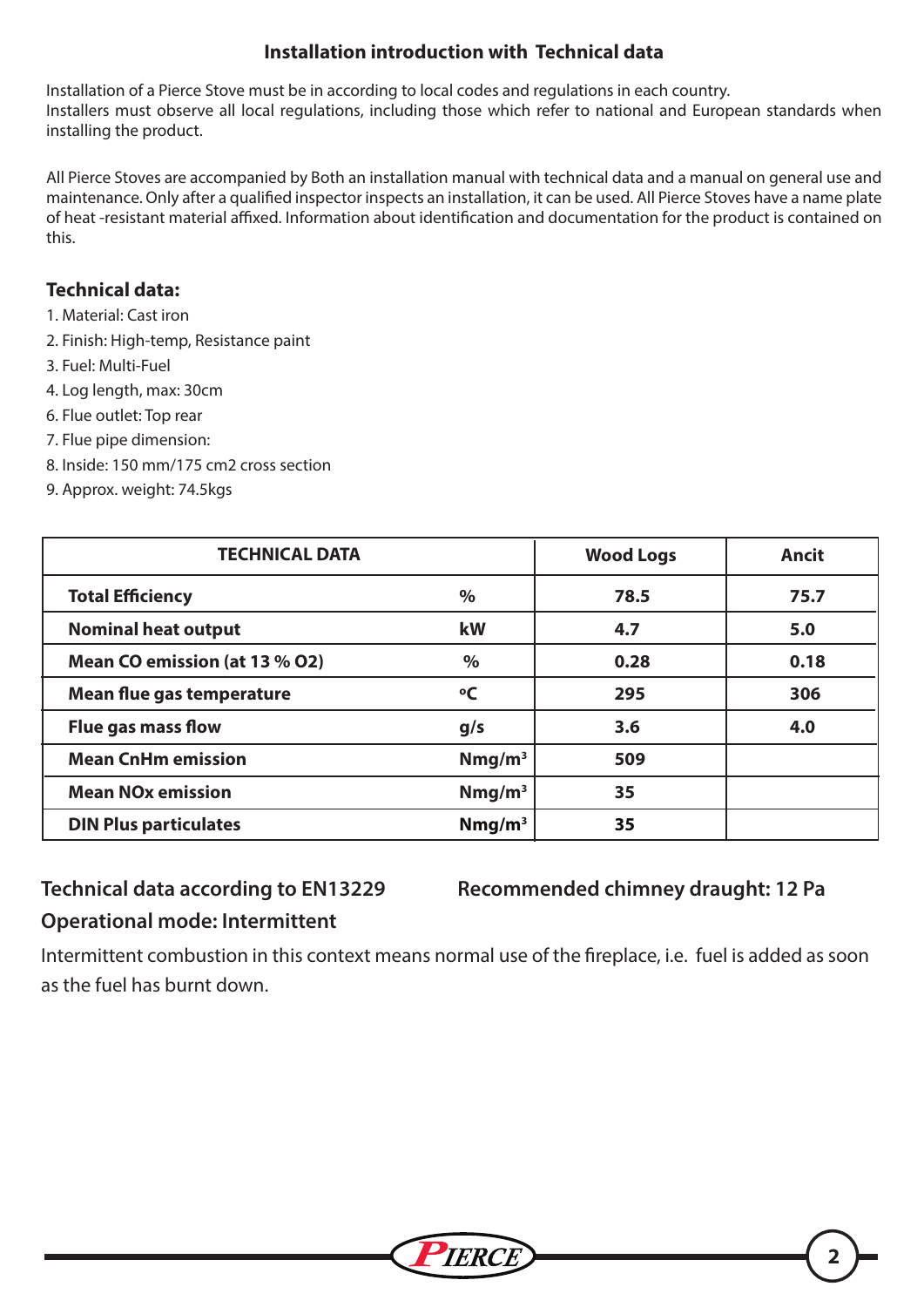## Installation introduction with Technical data

Installation of a Pierce Stove must be in according to local codes and regulations in each country.
Installers must observe all local regulations, including those which refer to national and European standards when installing the product.

All Pierce Stoves are accompanied by Both an installation manual with technical data and a manual on general use and maintenance. Only after a qualified inspector inspects an installation, it can be used. All Pierce Stoves have a name plate of heat -resistant material affixed. Information about identification and documentation for the product is contained on this.

### Technical data:

1. Material: Cast iron
2. Finish: High-temp, Resistance paint
3. Fuel: Multi-Fuel
4. Log length, max: 30cm
6. Flue outlet: Top rear
7. Flue pipe dimension:
8. Inside: 150 mm/175 cm2 cross section
9. Approx. weight: 74.5kgs

| TECHNICAL DATA | | Wood Logs | Ancit |
|---|---|---|---|
| **Total Efficiency** | **%** | **78.5** | **75.7** |
| **Nominal heat output** | **kW** | **4.7** | **5.0** |
| **Mean CO emission (at 13 % O2)** | **%** | **0.28** | **0.18** |
| **Mean flue gas temperature** | **ºC** | **295** | **306** |
| **Flue gas mass flow** | **g/s** | **3.6** | **4.0** |
| **Mean CnHm emission** | **Nmg/m³** | **509** | |
| **Mean NOx emission** | **Nmg/m³** | **35** | |
| **DIN Plus particulates** | **Nmg/m³** | **35** | |

**Technical data according to EN13229**

**Recommended chimney draught: 12 Pa**

**Operational mode: Intermittent**

Intermittent combustion in this context means normal use of the fireplace, i.e. fuel is added as soon as the fuel has burnt down.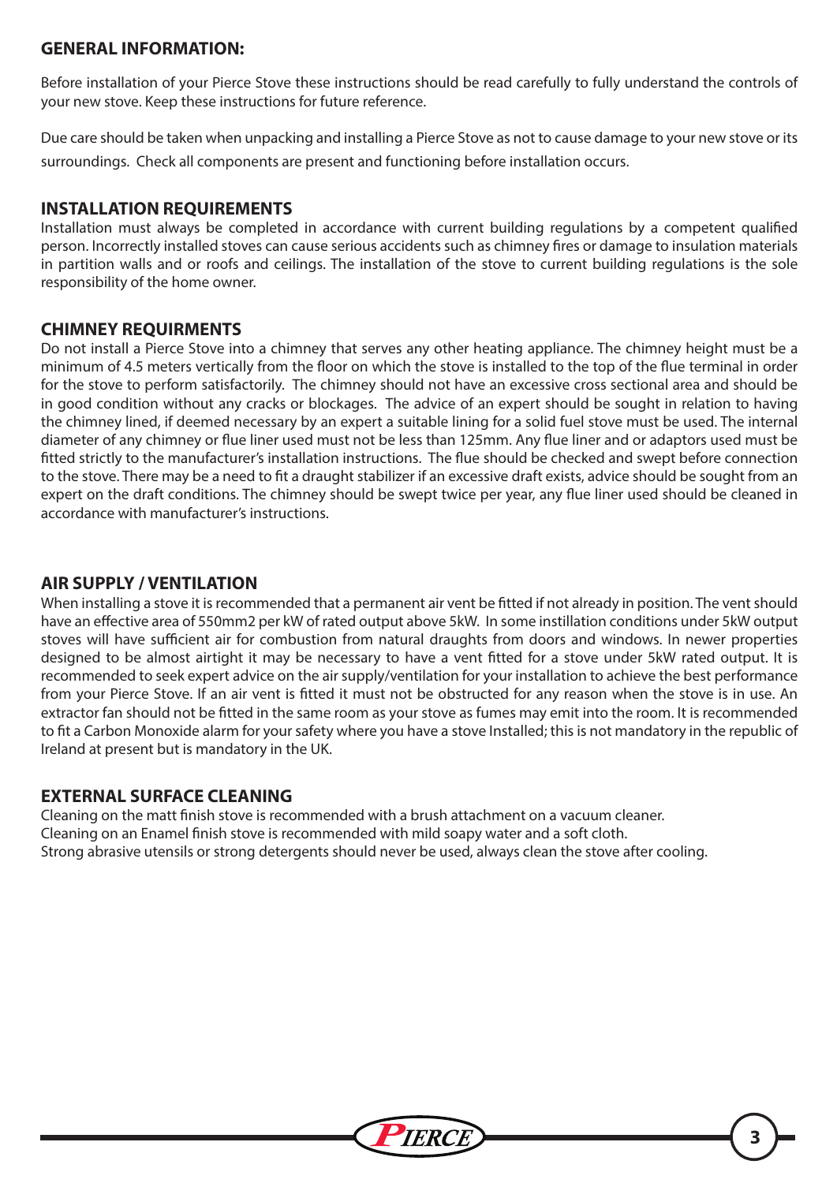## GENERAL INFORMATION:

Before installation of your Pierce Stove these instructions should be read carefully to fully understand the controls of your new stove. Keep these instructions for future reference.

Due care should be taken when unpacking and installing a Pierce Stove as not to cause damage to your new stove or its surroundings. Check all components are present and functioning before installation occurs.

## INSTALLATION REQUIREMENTS

Installation must always be completed in accordance with current building regulations by a competent qualified person. Incorrectly installed stoves can cause serious accidents such as chimney fires or damage to insulation materials in partition walls and or roofs and ceilings. The installation of the stove to current building regulations is the sole responsibility of the home owner.

## CHIMNEY REQUIRMENTS

Do not install a Pierce Stove into a chimney that serves any other heating appliance. The chimney height must be a minimum of 4.5 meters vertically from the floor on which the stove is installed to the top of the flue terminal in order for the stove to perform satisfactorily. The chimney should not have an excessive cross sectional area and should be in good condition without any cracks or blockages. The advice of an expert should be sought in relation to having the chimney lined, if deemed necessary by an expert a suitable lining for a solid fuel stove must be used. The internal diameter of any chimney or flue liner used must not be less than 125mm. Any flue liner and or adaptors used must be fitted strictly to the manufacturer's installation instructions. The flue should be checked and swept before connection to the stove. There may be a need to fit a draught stabilizer if an excessive draft exists, advice should be sought from an expert on the draft conditions. The chimney should be swept twice per year, any flue liner used should be cleaned in accordance with manufacturer's instructions.

## AIR SUPPLY / VENTILATION

When installing a stove it is recommended that a permanent air vent be fitted if not already in position. The vent should have an effective area of 550mm2 per kW of rated output above 5kW. In some instillation conditions under 5kW output stoves will have sufficient air for combustion from natural draughts from doors and windows. In newer properties designed to be almost airtight it may be necessary to have a vent fitted for a stove under 5kW rated output. It is recommended to seek expert advice on the air supply/ventilation for your installation to achieve the best performance from your Pierce Stove. If an air vent is fitted it must not be obstructed for any reason when the stove is in use. An extractor fan should not be fitted in the same room as your stove as fumes may emit into the room. It is recommended to fit a Carbon Monoxide alarm for your safety where you have a stove Installed; this is not mandatory in the republic of Ireland at present but is mandatory in the UK.

## EXTERNAL SURFACE CLEANING

Cleaning on the matt finish stove is recommended with a brush attachment on a vacuum cleaner.
Cleaning on an Enamel finish stove is recommended with mild soapy water and a soft cloth.
Strong abrasive utensils or strong detergents should never be used, always clean the stove after cooling.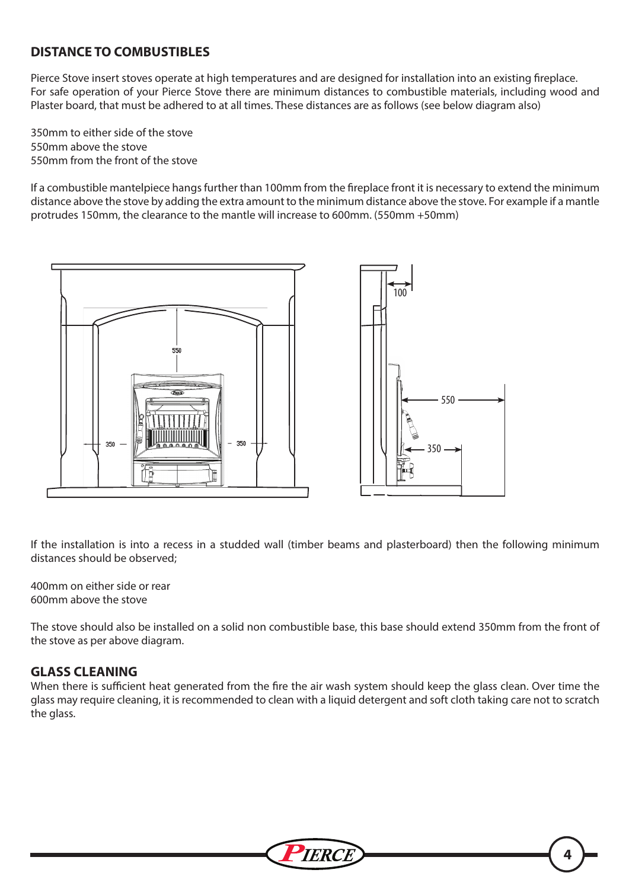## DISTANCE TO COMBUSTIBLES

Pierce Stove insert stoves operate at high temperatures and are designed for installation into an existing fireplace. For safe operation of your Pierce Stove there are minimum distances to combustible materials, including wood and Plaster board, that must be adhered to at all times. These distances are as follows (see below diagram also)

350mm to either side of the stove
550mm above the stove
550mm from the front of the stove

If a combustible mantelpiece hangs further than 100mm from the fireplace front it is necessary to extend the minimum distance above the stove by adding the extra amount to the minimum distance above the stove. For example if a mantle protrudes 150mm, the clearance to the mantle will increase to 600mm. (550mm +50mm)

If the installation is into a recess in a studded wall (timber beams and plasterboard) then the following minimum distances should be observed;

400mm on either side or rear
600mm above the stove

The stove should also be installed on a solid non combustible base, this base should extend 350mm from the front of the stove as per above diagram.

## GLASS CLEANING

When there is sufficient heat generated from the fire the air wash system should keep the glass clean. Over time the glass may require cleaning, it is recommended to clean with a liquid detergent and soft cloth taking care not to scratch the glass.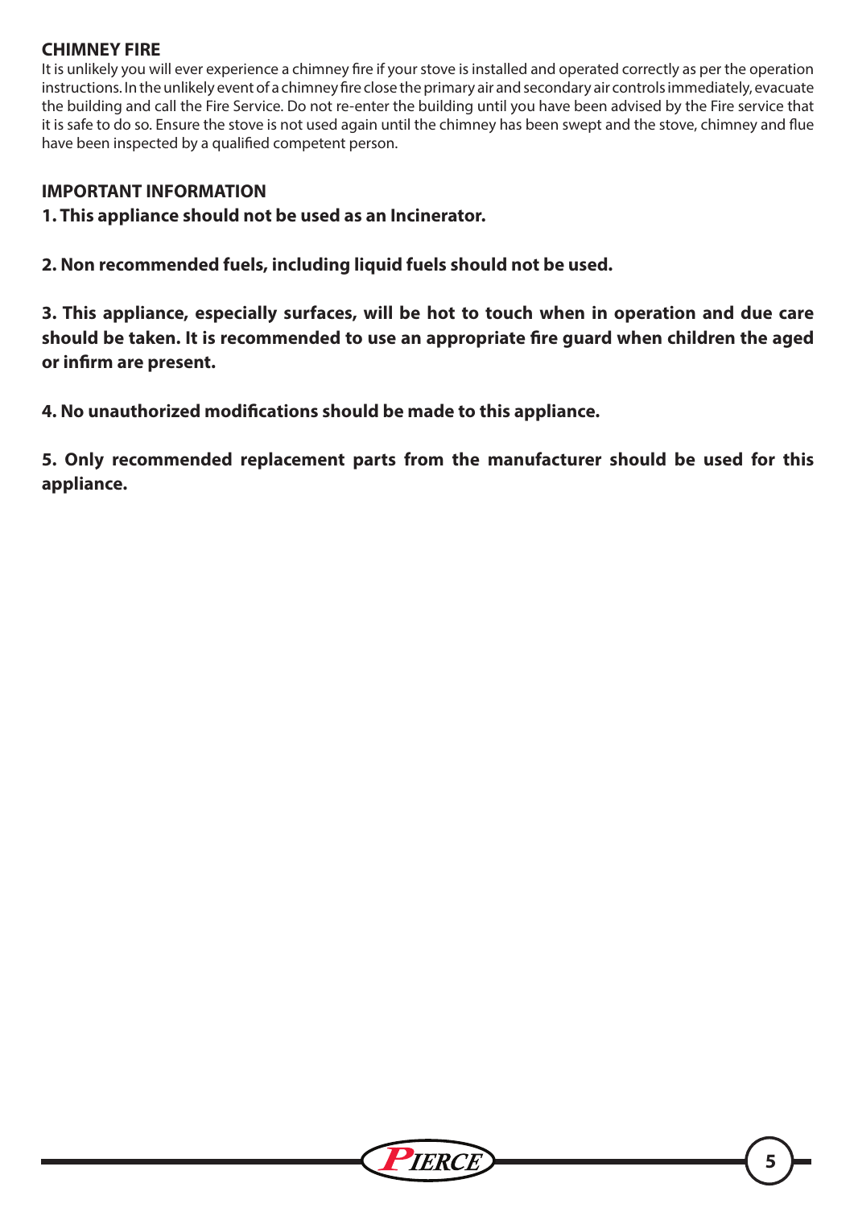## CHIMNEY FIRE

It is unlikely you will ever experience a chimney fire if your stove is installed and operated correctly as per the operation instructions. In the unlikely event of a chimney fire close the primary air and secondary air controls immediately, evacuate the building and call the Fire Service. Do not re-enter the building until you have been advised by the Fire service that it is safe to do so. Ensure the stove is not used again until the chimney has been swept and the stove, chimney and flue have been inspected by a qualified competent person.

## IMPORTANT INFORMATION

**1. This appliance should not be used as an Incinerator.**

**2. Non recommended fuels, including liquid fuels should not be used.**

**3. This appliance, especially surfaces, will be hot to touch when in operation and due care should be taken. It is recommended to use an appropriate fire guard when children the aged or infirm are present.**

**4. No unauthorized modifications should be made to this appliance.**

**5. Only recommended replacement parts from the manufacturer should be used for this appliance.**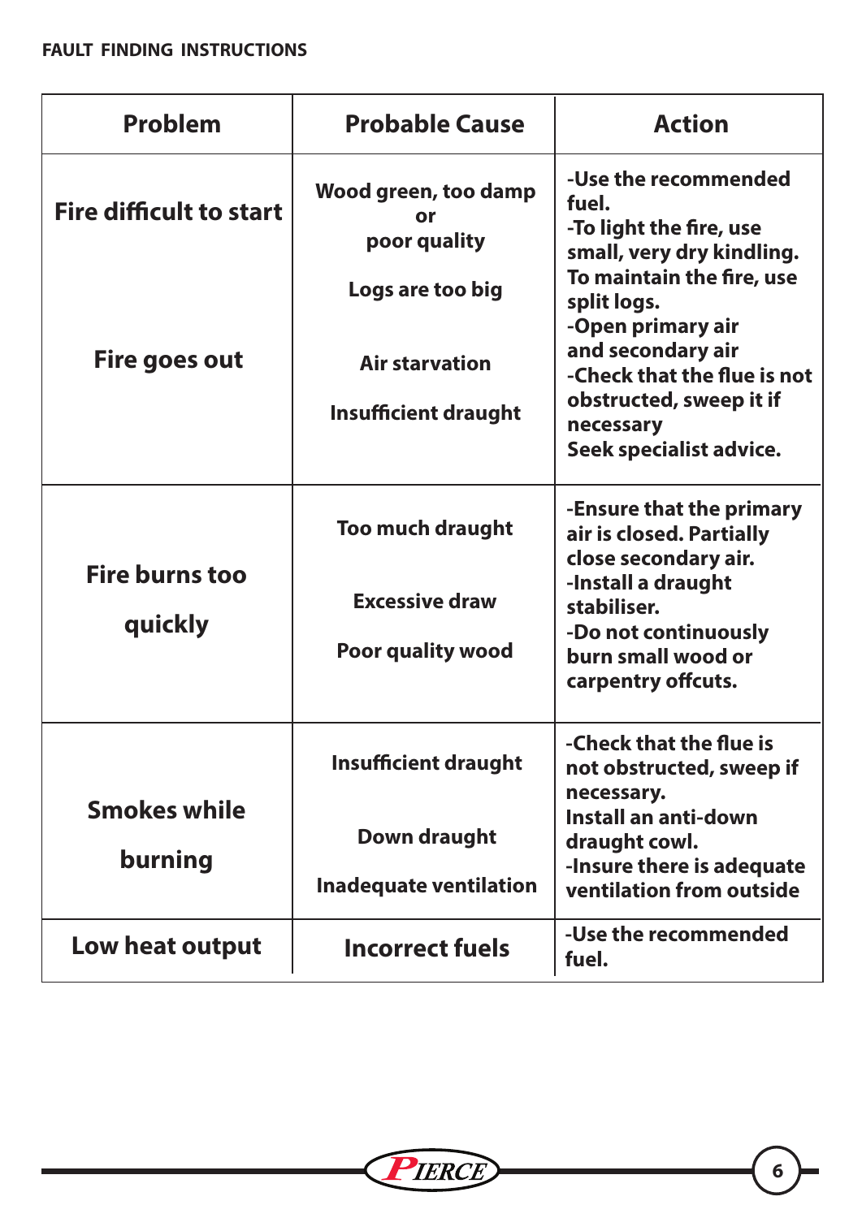## FAULT FINDING INSTRUCTIONS

| Problem | Probable Cause | Action |
|---|---|---|
| Fire difficult to start<br><br>Fire goes out | Wood green, too damp or poor quality<br><br>Logs are too big<br><br>Air starvation<br><br>Insufficient draught | -Use the recommended fuel.<br>-To light the fire, use small, very dry kindling. To maintain the fire, use split logs.<br>-Open primary air and secondary air<br>-Check that the flue is not obstructed, sweep it if necessary<br>Seek specialist advice. |
| Fire burns too quickly | Too much draught<br><br>Excessive draw<br><br>Poor quality wood | -Ensure that the primary air is closed. Partially close secondary air.<br>-Install a draught stabiliser.<br>-Do not continuously burn small wood or carpentry offcuts. |
| Smokes while burning | Insufficient draught<br><br>Down draught<br><br>Inadequate ventilation | -Check that the flue is not obstructed, sweep if necessary.<br>Install an anti-down draught cowl.<br>-Insure there is adequate ventilation from outside |
| Low heat output | Incorrect fuels | -Use the recommended fuel. |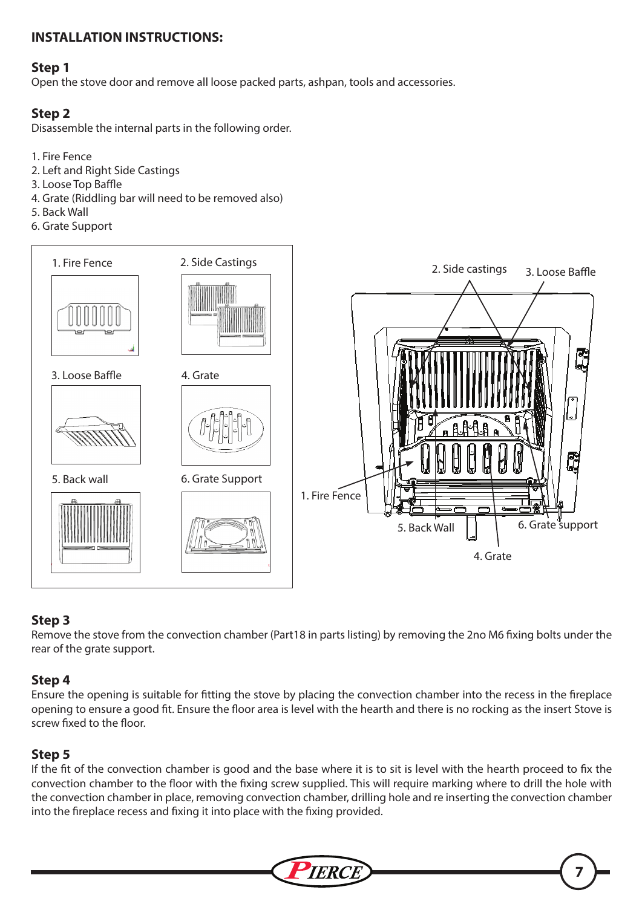## INSTALLATION INSTRUCTIONS:

### Step 1

Open the stove door and remove all loose packed parts, ashpan, tools and accessories.

### Step 2

Disassemble the internal parts in the following order.

1. Fire Fence
2. Left and Right Side Castings
3. Loose Top Baffle
4. Grate (Riddling bar will need to be removed also)
5. Back Wall
6. Grate Support

1. Fire Fence
2. Side Castings
3. Loose Baffle
4. Grate
5. Back wall
6. Grate Support

2. Side castings
3. Loose Baffle
1. Fire Fence
5. Back Wall
6. Grate support
4. Grate

### Step 3

Remove the stove from the convection chamber (Part18 in parts listing) by removing the 2no M6 fixing bolts under the rear of the grate support.

### Step 4

Ensure the opening is suitable for fitting the stove by placing the convection chamber into the recess in the fireplace opening to ensure a good fit. Ensure the floor area is level with the hearth and there is no rocking as the insert Stove is screw fixed to the floor.

### Step 5

If the fit of the convection chamber is good and the base where it is to sit is level with the hearth proceed to fix the convection chamber to the floor with the fixing screw supplied. This will require marking where to drill the hole with the convection chamber in place, removing convection chamber, drilling hole and re inserting the convection chamber into the fireplace recess and fixing it into place with the fixing provided.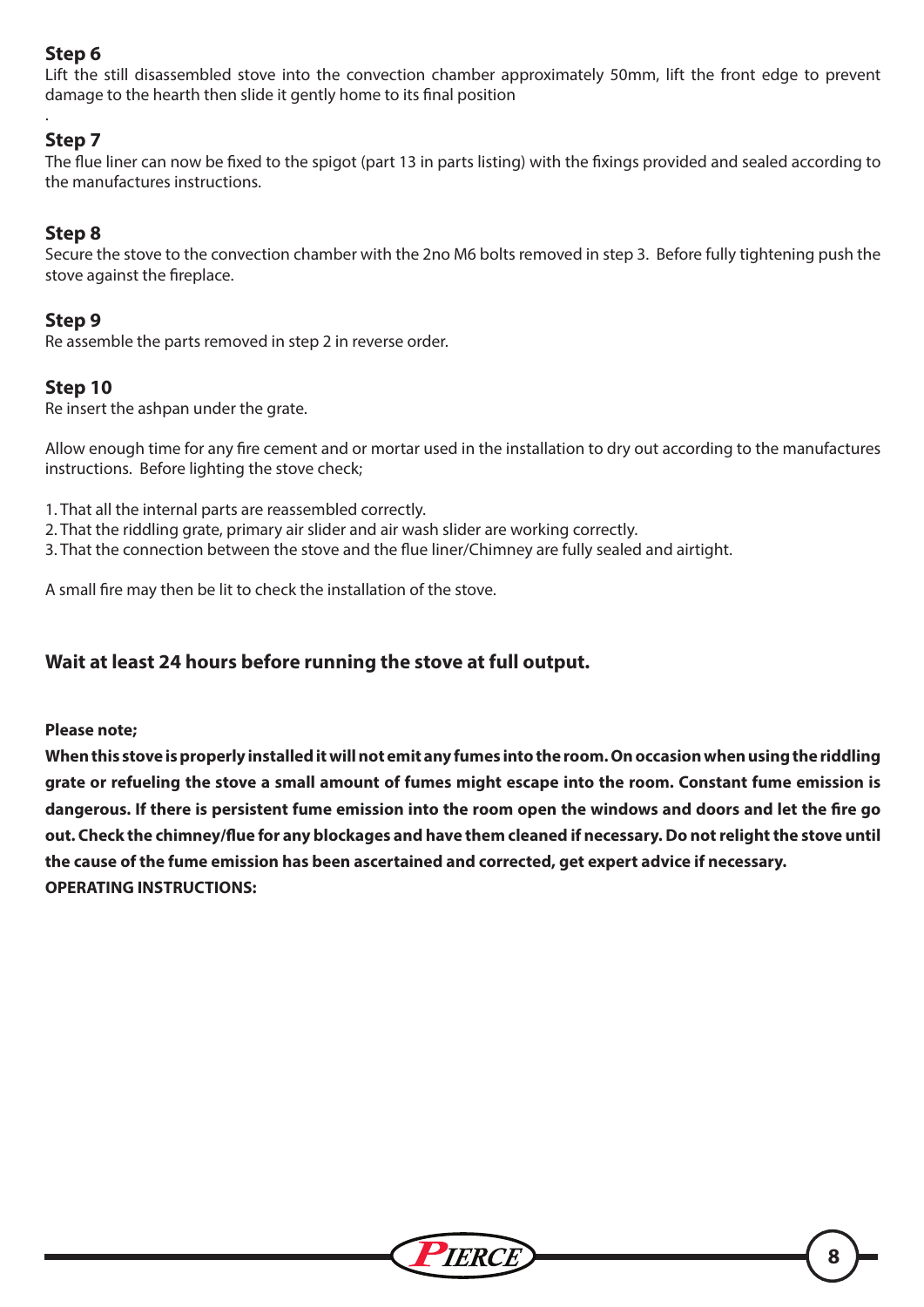### Step 6

Lift the still disassembled stove into the convection chamber approximately 50mm, lift the front edge to prevent damage to the hearth then slide it gently home to its final position

.

### Step 7

The flue liner can now be fixed to the spigot (part 13 in parts listing) with the fixings provided and sealed according to the manufactures instructions.

### Step 8

Secure the stove to the convection chamber with the 2no M6 bolts removed in step 3. Before fully tightening push the stove against the fireplace.

### Step 9

Re assemble the parts removed in step 2 in reverse order.

### Step 10

Re insert the ashpan under the grate.

Allow enough time for any fire cement and or mortar used in the installation to dry out according to the manufactures instructions. Before lighting the stove check;

1. That all the internal parts are reassembled correctly.
2. That the riddling grate, primary air slider and air wash slider are working correctly.
3. That the connection between the stove and the flue liner/Chimney are fully sealed and airtight.

A small fire may then be lit to check the installation of the stove.

**Wait at least 24 hours before running the stove at full output.**

**Please note;**

**When this stove is properly installed it will not emit any fumes into the room. On occasion when using the riddling grate or refueling the stove a small amount of fumes might escape into the room. Constant fume emission is dangerous. If there is persistent fume emission into the room open the windows and doors and let the fire go out. Check the chimney/flue for any blockages and have them cleaned if necessary. Do not relight the stove until the cause of the fume emission has been ascertained and corrected, get expert advice if necessary.**

**OPERATING INSTRUCTIONS:**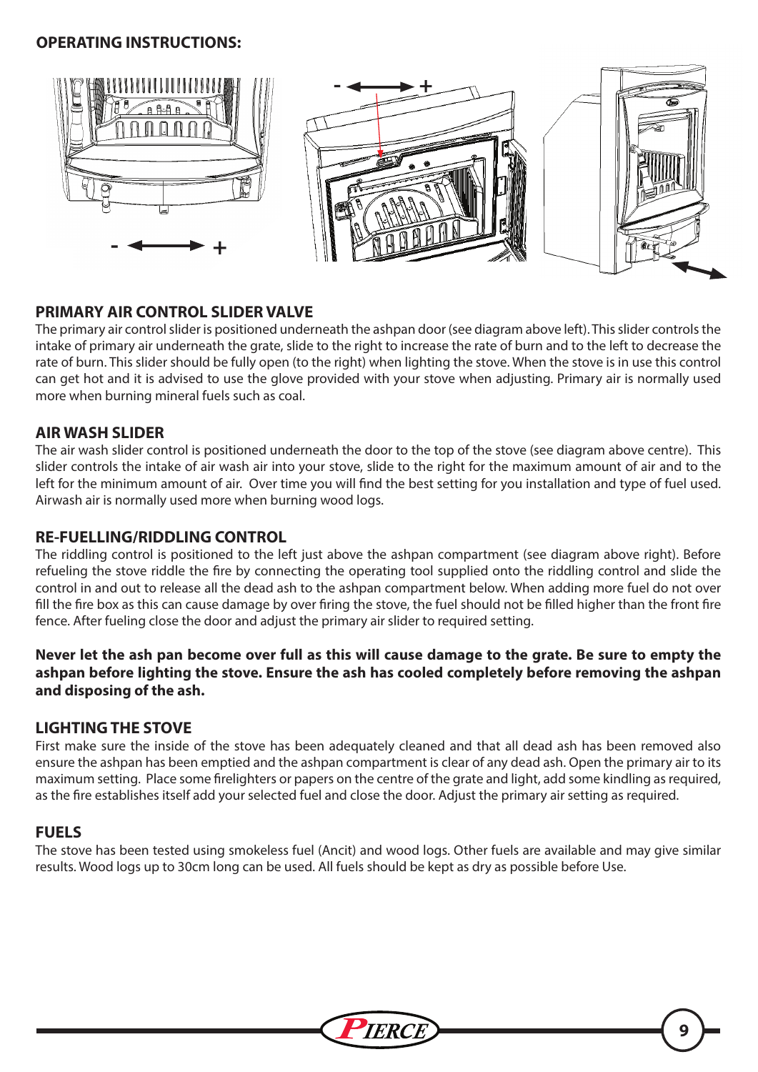## OPERATING INSTRUCTIONS:

### PRIMARY AIR CONTROL SLIDER VALVE

The primary air control slider is positioned underneath the ashpan door (see diagram above left). This slider controls the intake of primary air underneath the grate, slide to the right to increase the rate of burn and to the left to decrease the rate of burn. This slider should be fully open (to the right) when lighting the stove. When the stove is in use this control can get hot and it is advised to use the glove provided with your stove when adjusting. Primary air is normally used more when burning mineral fuels such as coal.

### AIR WASH SLIDER

The air wash slider control is positioned underneath the door to the top of the stove (see diagram above centre). This slider controls the intake of air wash air into your stove, slide to the right for the maximum amount of air and to the left for the minimum amount of air. Over time you will find the best setting for you installation and type of fuel used. Airwash air is normally used more when burning wood logs.

### RE-FUELLING/RIDDLING CONTROL

The riddling control is positioned to the left just above the ashpan compartment (see diagram above right). Before refueling the stove riddle the fire by connecting the operating tool supplied onto the riddling control and slide the control in and out to release all the dead ash to the ashpan compartment below. When adding more fuel do not over fill the fire box as this can cause damage by over firing the stove, the fuel should not be filled higher than the front fire fence. After fueling close the door and adjust the primary air slider to required setting.

**Never let the ash pan become over full as this will cause damage to the grate. Be sure to empty the ashpan before lighting the stove. Ensure the ash has cooled completely before removing the ashpan and disposing of the ash.**

### LIGHTING THE STOVE

First make sure the inside of the stove has been adequately cleaned and that all dead ash has been removed also ensure the ashpan has been emptied and the ashpan compartment is clear of any dead ash. Open the primary air to its maximum setting. Place some firelighters or papers on the centre of the grate and light, add some kindling as required, as the fire establishes itself add your selected fuel and close the door. Adjust the primary air setting as required.

### FUELS

The stove has been tested using smokeless fuel (Ancit) and wood logs. Other fuels are available and may give similar results. Wood logs up to 30cm long can be used. All fuels should be kept as dry as possible before Use.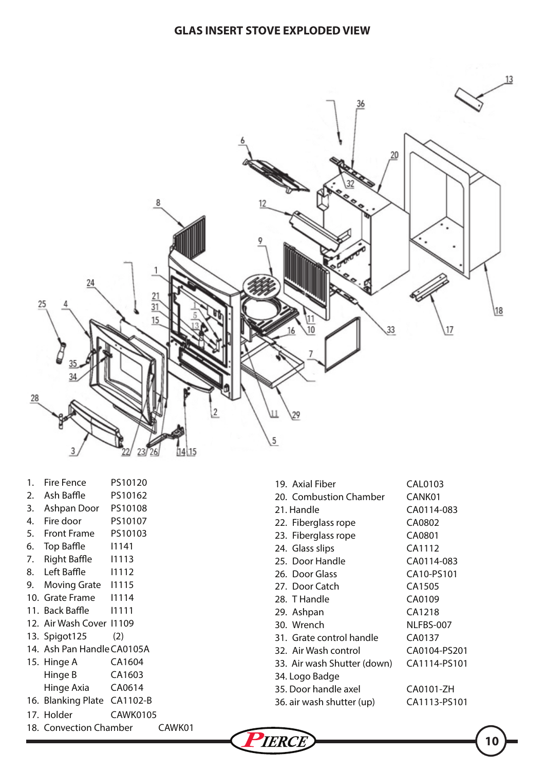## GLAS INSERT STOVE EXPLODED VIEW

| No. | Part | Code |
|---|---|---|
| 1. | Fire Fence | PS10120 |
| 2. | Ash Baffle | PS10162 |
| 3. | Ashpan Door | PS10108 |
| 4. | Fire door | PS10107 |
| 5. | Front Frame | PS10103 |
| 6. | Top Baffle | I1141 |
| 7. | Right Baffle | I1113 |
| 8. | Left Baffle | I1112 |
| 9. | Moving Grate | I1115 |
| 10. | Grate Frame | I1114 |
| 11. | Back Baffle | I1111 |
| 12. | Air Wash Cover | I1109 |
| 13. | Spigot125 | (2) |
| 14. | Ash Pan Handle | CA0105A |
| 15. | Hinge A | CA1604 |
| | Hinge B | CA1603 |
| | Hinge Axia | CA0614 |
| 16. | Blanking Plate | CA1102-B |
| 17. | Holder | CAWK0105 |
| 18. | Convection Chamber | CAWK01 |
| 19. | Axial Fiber | CAL0103 |
| 20. | Combustion Chamber | CANK01 |
| 21. | Handle | CA0114-083 |
| 22. | Fiberglass rope | CA0802 |
| 23. | Fiberglass rope | CA0801 |
| 24. | Glass slips | CA1112 |
| 25. | Door Handle | CA0114-083 |
| 26. | Door Glass | CA10-PS101 |
| 27. | Door Catch | CA1505 |
| 28. | T Handle | CA0109 |
| 29. | Ashpan | CA1218 |
| 30. | Wrench | NLFBS-007 |
| 31. | Grate control handle | CA0137 |
| 32. | Air Wash control | CA0104-PS201 |
| 33. | Air wash Shutter (down) | CA1114-PS101 |
| 34. | Logo Badge | |
| 35. | Door handle axel | CA0101-ZH |
| 36. | air wash shutter (up) | CA1113-PS101 |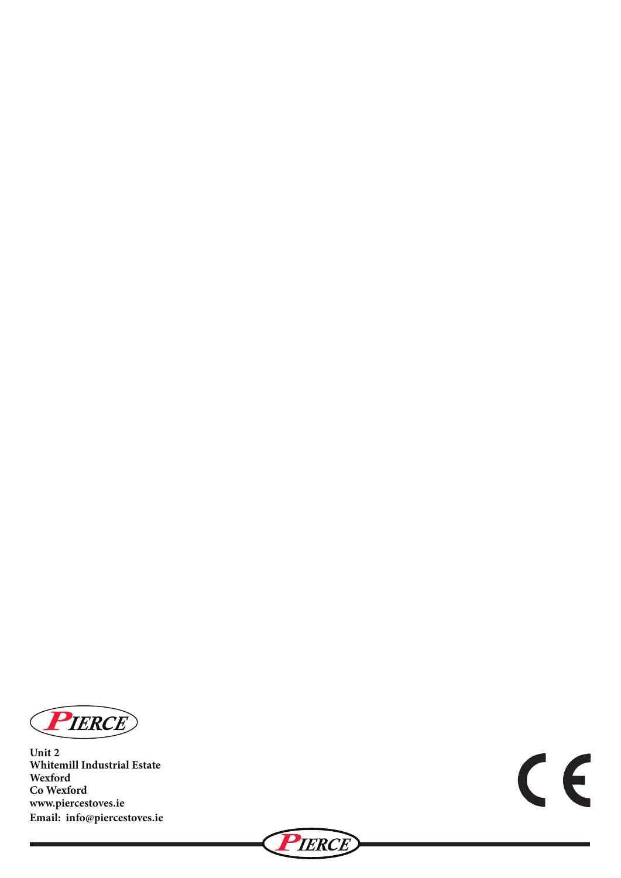PIERCE

**Unit 2**
**Whitemill Industrial Estate**
**Wexford**
**Co Wexford**
**www.piercestoves.ie**
**Email: info@piercestoves.ie**

CE